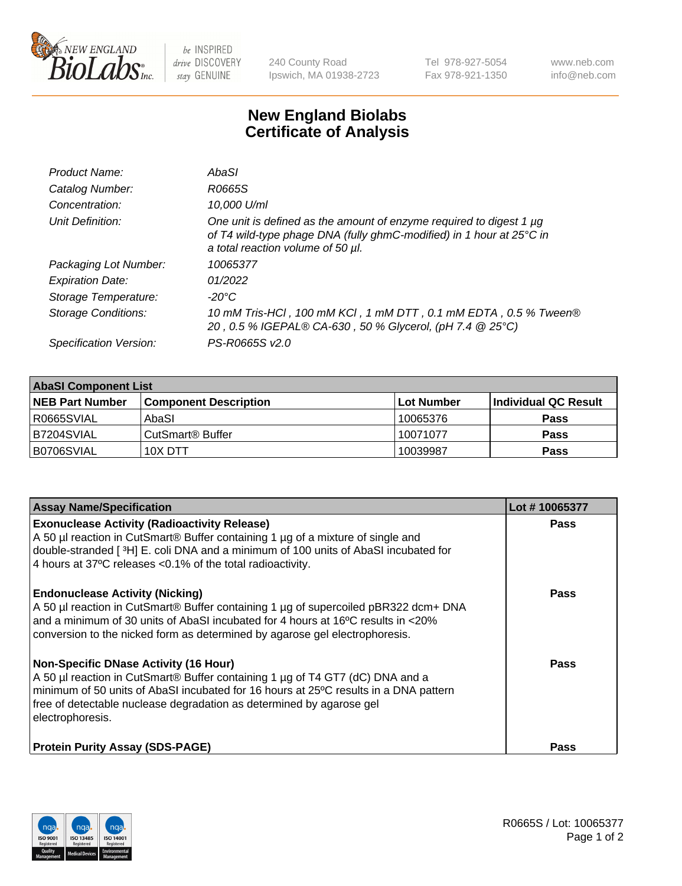New England BioLabs Inc. — be INSPIRED drive DISCOVERY stay GENUINE

240 County Road
Ipswich, MA 01938-2723

Tel 978-927-5054
Fax 978-921-1350

www.neb.com
info@neb.com

# New England Biolabs
# Certificate of Analysis

| | |
|---|---|
| *Product Name:* | *AbaSI* |
| *Catalog Number:* | *R0665S* |
| *Concentration:* | *10,000 U/ml* |
| *Unit Definition:* | *One unit is defined as the amount of enzyme required to digest 1 µg of T4 wild-type phage DNA (fully ghmC-modified) in 1 hour at 25°C in a total reaction volume of 50 µl.* |
| *Packaging Lot Number:* | *10065377* |
| *Expiration Date:* | *01/2022* |
| *Storage Temperature:* | *-20°C* |
| *Storage Conditions:* | *10 mM Tris-HCl , 100 mM KCl , 1 mM DTT , 0.1 mM EDTA , 0.5 % Tween® 20 , 0.5 % IGEPAL® CA-630 , 50 % Glycerol, (pH 7.4 @ 25°C)* |
| *Specification Version:* | *PS-R0665S v2.0* |

| **AbaSI Component List** | | | |
|---|---|---|---|
| **NEB Part Number** | **Component Description** | **Lot Number** | **Individual QC Result** |
| R0665SVIAL | AbaSI | 10065376 | **Pass** |
| B7204SVIAL | CutSmart® Buffer | 10071077 | **Pass** |
| B0706SVIAL | 10X DTT | 10039987 | **Pass** |

| **Assay Name/Specification** | **Lot # 10065377** |
|---|---|
| **Exonuclease Activity (Radioactivity Release)**<br>A 50 µl reaction in CutSmart® Buffer containing 1 µg of a mixture of single and double-stranded [ $^3$H] E. coli DNA and a minimum of 100 units of AbaSI incubated for 4 hours at 37ºC releases <0.1% of the total radioactivity. | **Pass** |
| **Endonuclease Activity (Nicking)**<br>A 50 µl reaction in CutSmart® Buffer containing 1 µg of supercoiled pBR322 dcm+ DNA and a minimum of 30 units of AbaSI incubated for 4 hours at 16ºC results in <20% conversion to the nicked form as determined by agarose gel electrophoresis. | **Pass** |
| **Non-Specific DNase Activity (16 Hour)**<br>A 50 µl reaction in CutSmart® Buffer containing 1 µg of T4 GT7 (dC) DNA and a minimum of 50 units of AbaSI incubated for 16 hours at 25ºC results in a DNA pattern free of detectable nuclease degradation as determined by agarose gel electrophoresis. | **Pass** |
| **Protein Purity Assay (SDS-PAGE)** | **Pass** |

R0665S / Lot: 10065377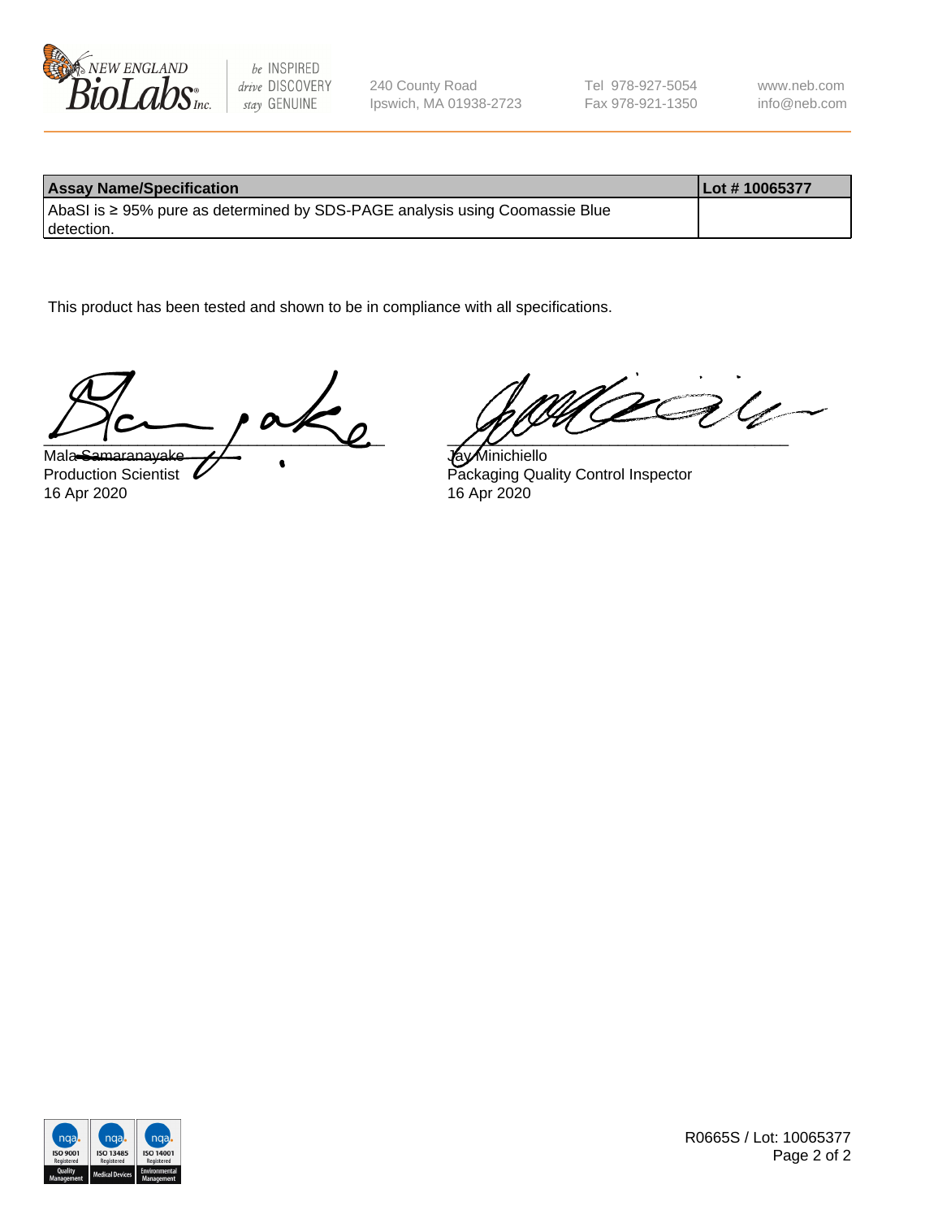| Assay Name/Specification | Lot # 10065377 |
| --- | --- |
| AbaSI is ≥ 95% pure as determined by SDS-PAGE analysis using Coomassie Blue detection. | |

This product has been tested and shown to be in compliance with all specifications.

Mala Samaranayake
Production Scientist
16 Apr 2020

Jay Minichiello
Packaging Quality Control Inspector
16 Apr 2020

R0665S / Lot: 10065377